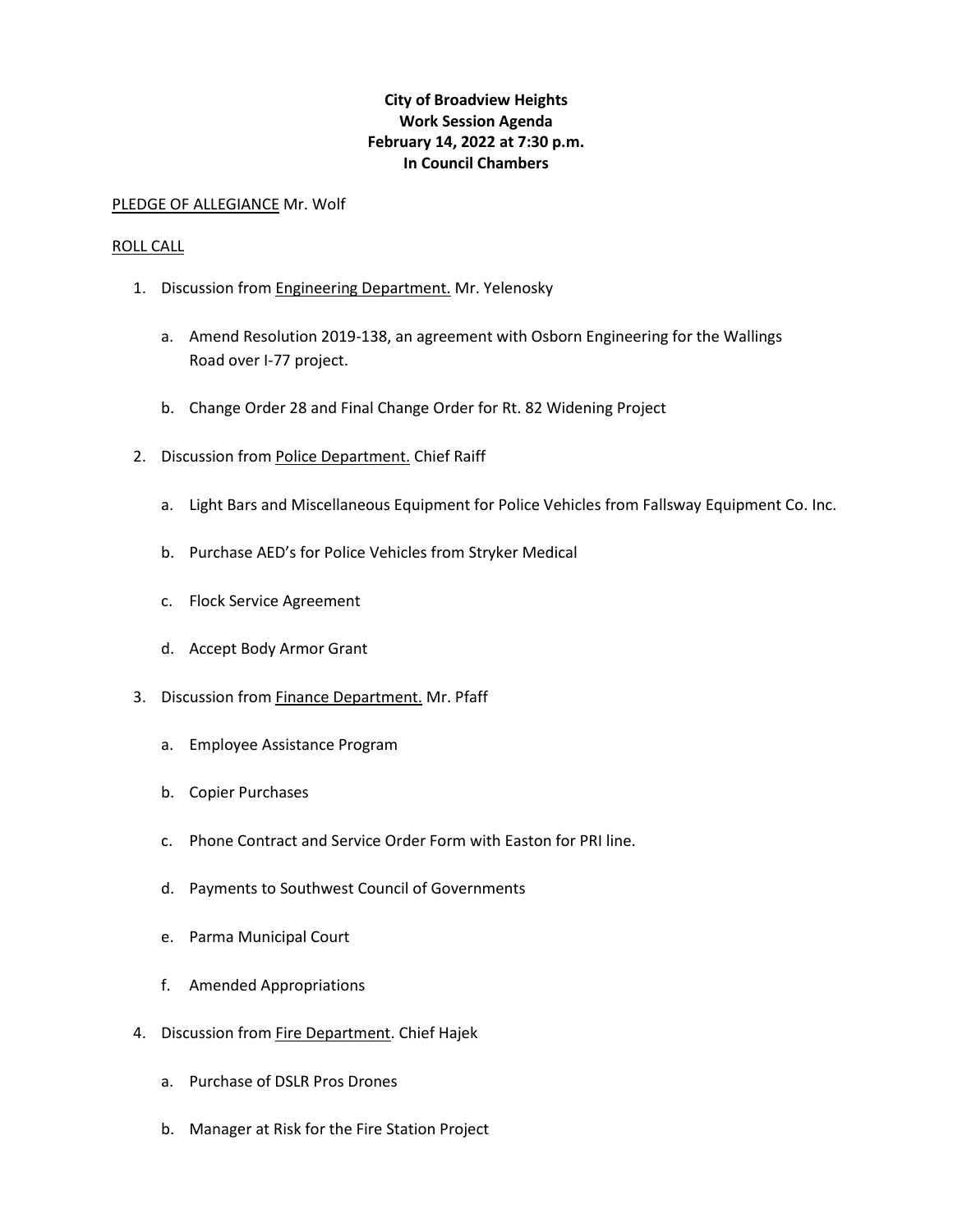**City of Broadview Heights**
**Work Session Agenda**
**February 14, 2022 at 7:30 p.m.**
**In Council Chambers**

PLEDGE OF ALLEGIANCE Mr. Wolf

ROLL CALL

1. Discussion from Engineering Department. Mr. Yelenosky

   a. Amend Resolution 2019-138, an agreement with Osborn Engineering for the Wallings Road over I-77 project.

   b. Change Order 28 and Final Change Order for Rt. 82 Widening Project

2. Discussion from Police Department. Chief Raiff

   a. Light Bars and Miscellaneous Equipment for Police Vehicles from Fallsway Equipment Co. Inc.

   b. Purchase AED's for Police Vehicles from Stryker Medical

   c. Flock Service Agreement

   d. Accept Body Armor Grant

3. Discussion from Finance Department. Mr. Pfaff

   a. Employee Assistance Program

   b. Copier Purchases

   c. Phone Contract and Service Order Form with Easton for PRI line.

   d. Payments to Southwest Council of Governments

   e. Parma Municipal Court

   f. Amended Appropriations

4. Discussion from Fire Department. Chief Hajek

   a. Purchase of DSLR Pros Drones

   b. Manager at Risk for the Fire Station Project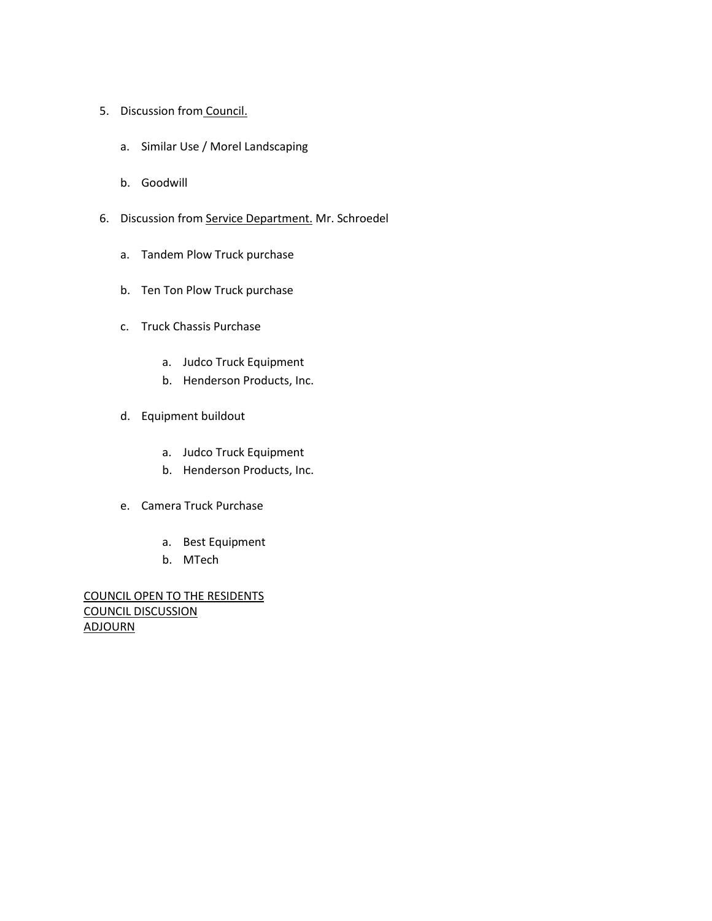5. Discussion from <u>Council.</u>

    a. Similar Use / Morel Landscaping

    b. Goodwill

6. Discussion from <u>Service Department.</u> Mr. Schroedel

    a. Tandem Plow Truck purchase

    b. Ten Ton Plow Truck purchase

    c. Truck Chassis Purchase

        a. Judco Truck Equipment
        b. Henderson Products, Inc.

    d. Equipment buildout

        a. Judco Truck Equipment
        b. Henderson Products, Inc.

    e. Camera Truck Purchase

        a. Best Equipment
        b. MTech

<u>COUNCIL OPEN TO THE RESIDENTS</u>
<u>COUNCIL DISCUSSION</u>
<u>ADJOURN</u>